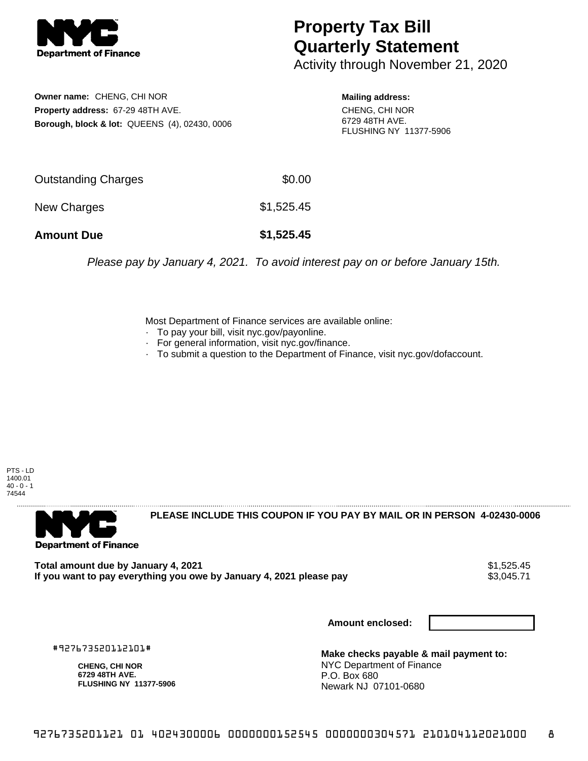# Property Tax Bill Quarterly Statement

Activity through November 21, 2020

**Owner name:** CHENG, CHI NOR
**Property address:** 67-29 48TH AVE.
**Borough, block & lot:** QUEENS (4), 02430, 0006

**Mailing address:**
CHENG, CHI NOR
6729 48TH AVE.
FLUSHING NY 11377-5906

| | |
|---|---|
| Outstanding Charges | $0.00 |
| New Charges | $1,525.45 |
| **Amount Due** | **$1,525.45** |

*Please pay by January 4, 2021. To avoid interest pay on or before January 15th.*

Most Department of Finance services are available online:
- To pay your bill, visit nyc.gov/payonline.
- For general information, visit nyc.gov/finance.
- To submit a question to the Department of Finance, visit nyc.gov/dofaccount.

PTS - LD
1400.01
40 - 0 - 1
74544

**PLEASE INCLUDE THIS COUPON IF YOU PAY BY MAIL OR IN PERSON 4-02430-0006**

| | |
|---|---|
| **Total amount due by January 4, 2021** | $1,525.45 |
| **If you want to pay everything you owe by January 4, 2021 please pay** | $3,045.71 |

**Amount enclosed:**

#927673520112101#

**CHENG, CHI NOR**
**6729 48TH AVE.**
**FLUSHING NY 11377-5906**

**Make checks payable & mail payment to:**
NYC Department of Finance
P.O. Box 680
Newark NJ 07101-0680

9276735201121 01 4024300006 0000000152545 0000000304571 210104112021000 8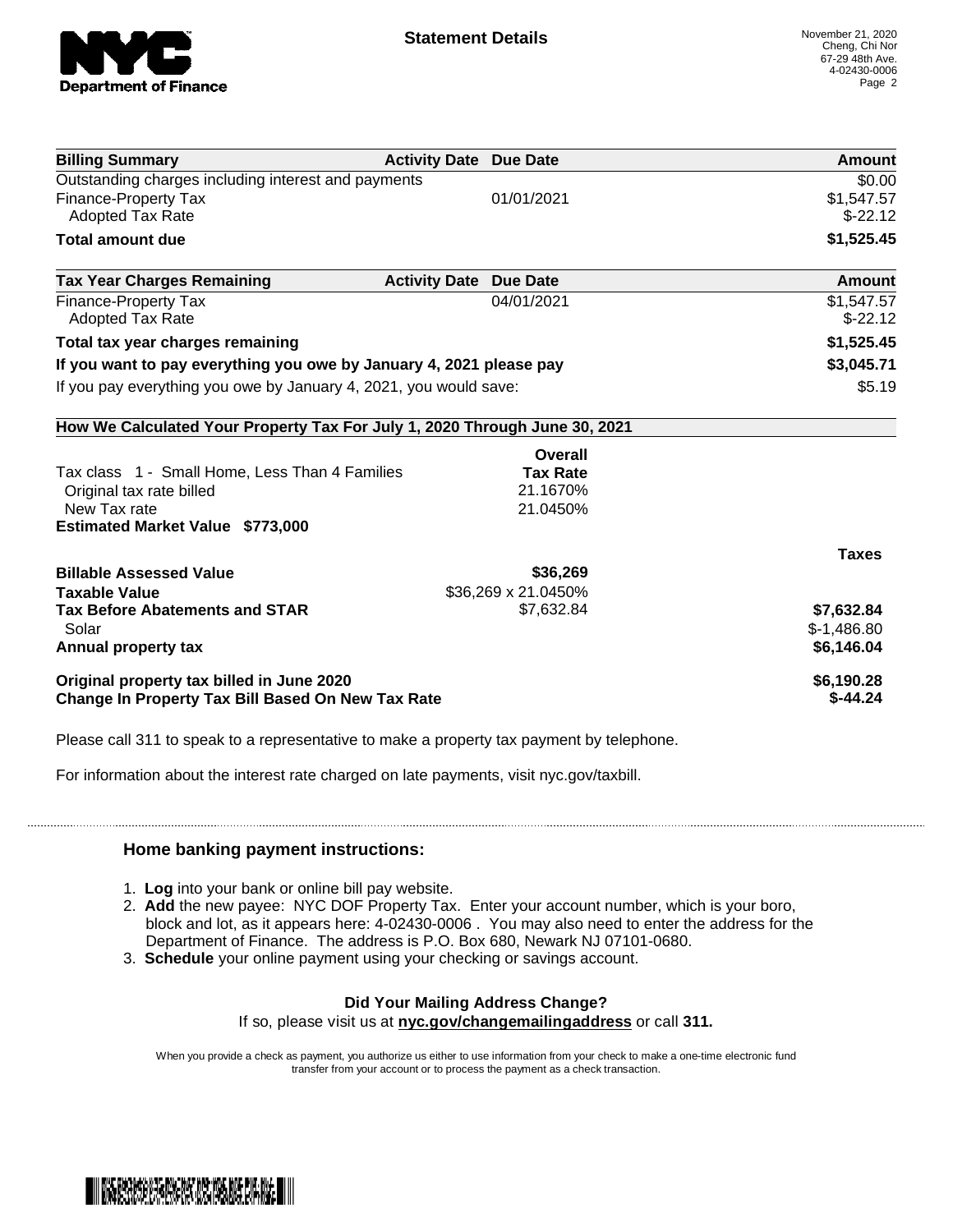**NYC Department of Finance**

## Statement Details

November 21, 2020
Cheng, Chi Nor
67-29 48th Ave.
4-02430-0006

| Billing Summary | Activity Date | Due Date | Amount |
|---|---|---|---|
| Outstanding charges including interest and payments | | | $0.00 |
| Finance-Property Tax | | 01/01/2021 | $1,547.57 |
| Adopted Tax Rate | | | $-22.12 |
| **Total amount due** | | | **$1,525.45** |

| Tax Year Charges Remaining | Activity Date | Due Date | Amount |
|---|---|---|---|
| Finance-Property Tax | | 04/01/2021 | $1,547.57 |
| Adopted Tax Rate | | | $-22.12 |
| **Total tax year charges remaining** | | | **$1,525.45** |
| **If you want to pay everything you owe by January 4, 2021 please pay** | | | **$3,045.71** |
| If you pay everything you owe by January 4, 2021, you would save: | | | $5.19 |

**How We Calculated Your Property Tax For July 1, 2020 Through June 30, 2021**

| | Overall Tax Rate | Taxes |
|---|---|---|
| Tax class 1 - Small Home, Less Than 4 Families | | |
| Original tax rate billed | 21.1670% | |
| New Tax rate | 21.0450% | |
| **Estimated Market Value $773,000** | | |
| **Billable Assessed Value** | **$36,269** | |
| **Taxable Value** | $36,269 x 21.0450% | |
| **Tax Before Abatements and STAR** | $7,632.84 | **$7,632.84** |
| Solar | | $-1,486.80 |
| **Annual property tax** | | **$6,146.04** |
| **Original property tax billed in June 2020** | | **$6,190.28** |
| **Change In Property Tax Bill Based On New Tax Rate** | | **$-44.24** |

Please call 311 to speak to a representative to make a property tax payment by telephone.

For information about the interest rate charged on late payments, visit nyc.gov/taxbill.

### Home banking payment instructions:

1. **Log** into your bank or online bill pay website.
2. **Add** the new payee: NYC DOF Property Tax. Enter your account number, which is your boro, block and lot, as it appears here: 4-02430-0006 . You may also need to enter the address for the Department of Finance. The address is P.O. Box 680, Newark NJ 07101-0680.
3. **Schedule** your online payment using your checking or savings account.

**Did Your Mailing Address Change?**
If so, please visit us at **nyc.gov/changemailingaddress** or call **311.**

When you provide a check as payment, you authorize us either to use information from your check to make a one-time electronic fund transfer from your account or to process the payment as a check transaction.